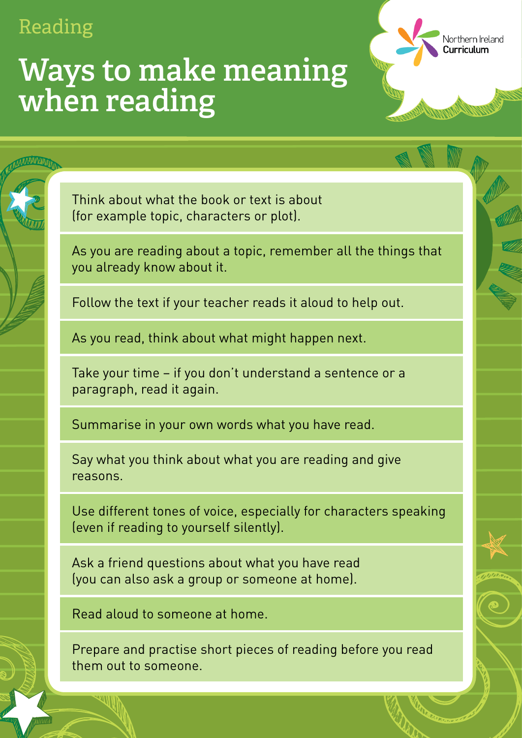Reading

# Ways to make meaning when reading

Northern Ireland Curriculum

- Think about what the book or text is about (for example topic, characters or plot).
- As you are reading about a topic, remember all the things that you already know about it.
- Follow the text if your teacher reads it aloud to help out.
- As you read, think about what might happen next.
- Take your time – if you don't understand a sentence or a paragraph, read it again.
- Summarise in your own words what you have read.
- Say what you think about what you are reading and give reasons.
- Use different tones of voice, especially for characters speaking (even if reading to yourself silently).
- Ask a friend questions about what you have read (you can also ask a group or someone at home).
- Read aloud to someone at home.
- Prepare and practise short pieces of reading before you read them out to someone.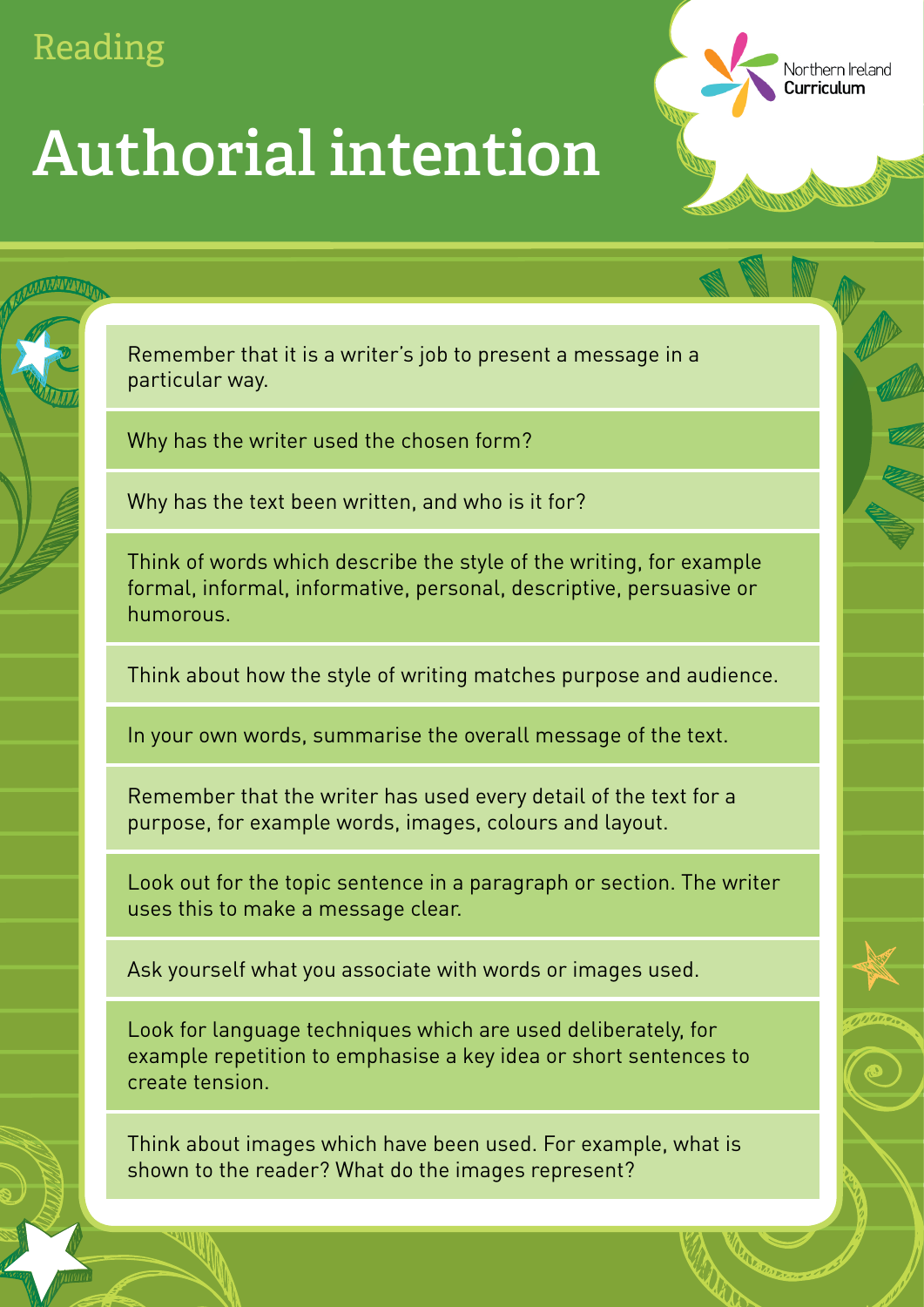Reading

# Authorial intention

- Remember that it is a writer's job to present a message in a particular way.
- Why has the writer used the chosen form?
- Why has the text been written, and who is it for?
- Think of words which describe the style of the writing, for example formal, informal, informative, personal, descriptive, persuasive or humorous.
- Think about how the style of writing matches purpose and audience.
- In your own words, summarise the overall message of the text.
- Remember that the writer has used every detail of the text for a purpose, for example words, images, colours and layout.
- Look out for the topic sentence in a paragraph or section. The writer uses this to make a message clear.
- Ask yourself what you associate with words or images used.
- Look for language techniques which are used deliberately, for example repetition to emphasise a key idea or short sentences to create tension.
- Think about images which have been used. For example, what is shown to the reader? What do the images represent?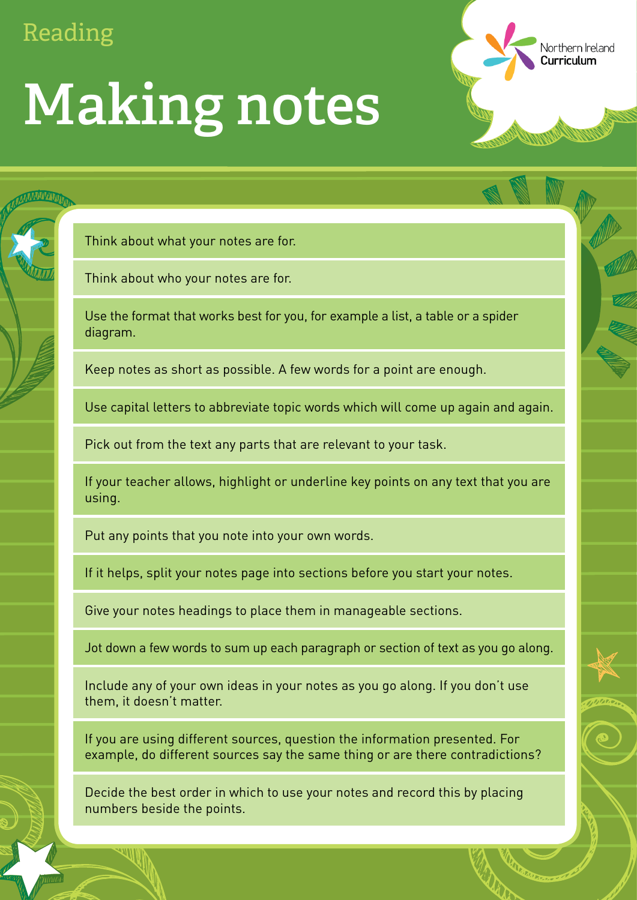Reading

# Making notes

Northern Ireland Curriculum

- Think about what your notes are for.
- Think about who your notes are for.
- Use the format that works best for you, for example a list, a table or a spider diagram.
- Keep notes as short as possible. A few words for a point are enough.
- Use capital letters to abbreviate topic words which will come up again and again.
- Pick out from the text any parts that are relevant to your task.
- If your teacher allows, highlight or underline key points on any text that you are using.
- Put any points that you note into your own words.
- If it helps, split your notes page into sections before you start your notes.
- Give your notes headings to place them in manageable sections.
- Jot down a few words to sum up each paragraph or section of text as you go along.
- Include any of your own ideas in your notes as you go along. If you don't use them, it doesn't matter.
- If you are using different sources, question the information presented. For example, do different sources say the same thing or are there contradictions?
- Decide the best order in which to use your notes and record this by placing numbers beside the points.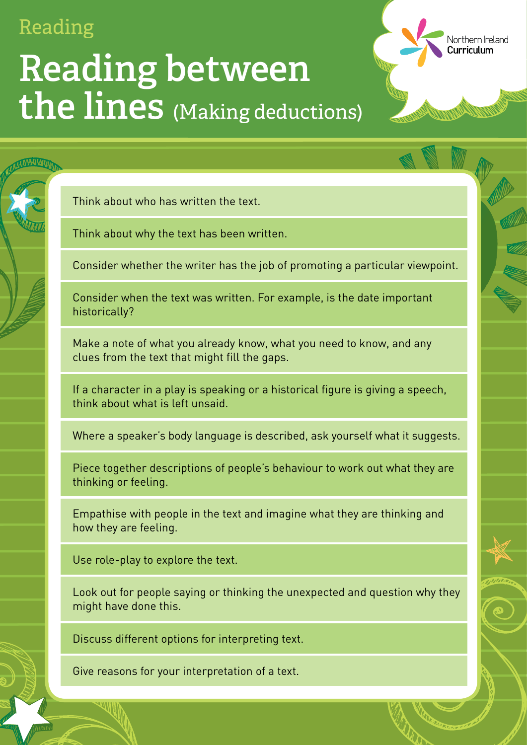Reading

# Reading between the lines (Making deductions)

Northern Ireland Curriculum

- Think about who has written the text.
- Think about why the text has been written.
- Consider whether the writer has the job of promoting a particular viewpoint.
- Consider when the text was written. For example, is the date important historically?
- Make a note of what you already know, what you need to know, and any clues from the text that might fill the gaps.
- If a character in a play is speaking or a historical figure is giving a speech, think about what is left unsaid.
- Where a speaker's body language is described, ask yourself what it suggests.
- Piece together descriptions of people's behaviour to work out what they are thinking or feeling.
- Empathise with people in the text and imagine what they are thinking and how they are feeling.
- Use role-play to explore the text.
- Look out for people saying or thinking the unexpected and question why they might have done this.
- Discuss different options for interpreting text.
- Give reasons for your interpretation of a text.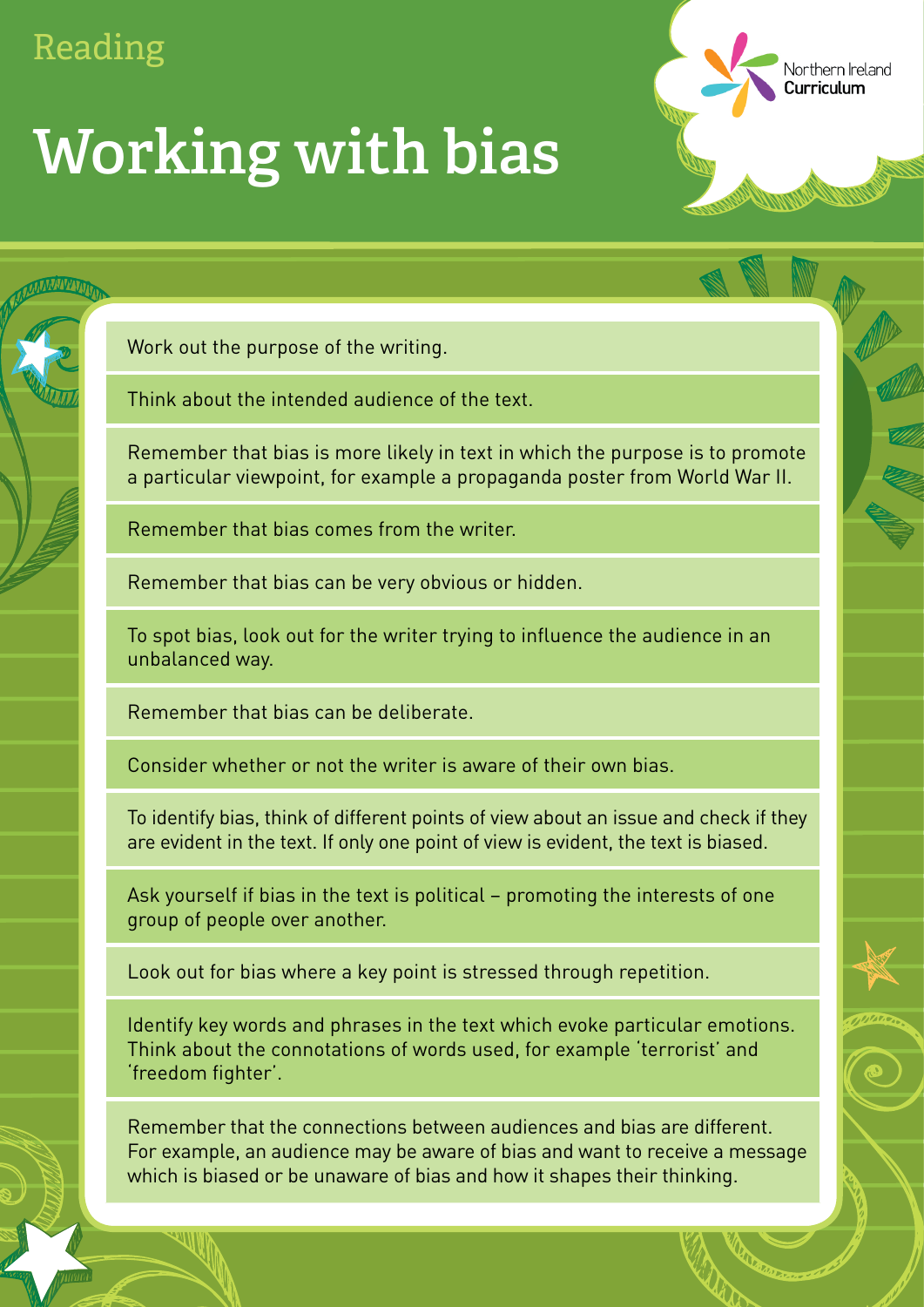Reading

# Working with bias

Work out the purpose of the writing.

Think about the intended audience of the text.

Remember that bias is more likely in text in which the purpose is to promote a particular viewpoint, for example a propaganda poster from World War II.

Remember that bias comes from the writer.

Remember that bias can be very obvious or hidden.

To spot bias, look out for the writer trying to influence the audience in an unbalanced way.

Remember that bias can be deliberate.

Consider whether or not the writer is aware of their own bias.

To identify bias, think of different points of view about an issue and check if they are evident in the text. If only one point of view is evident, the text is biased.

Ask yourself if bias in the text is political – promoting the interests of one group of people over another.

Look out for bias where a key point is stressed through repetition.

Identify key words and phrases in the text which evoke particular emotions. Think about the connotations of words used, for example 'terrorist' and 'freedom fighter'.

Remember that the connections between audiences and bias are different. For example, an audience may be aware of bias and want to receive a message which is biased or be unaware of bias and how it shapes their thinking.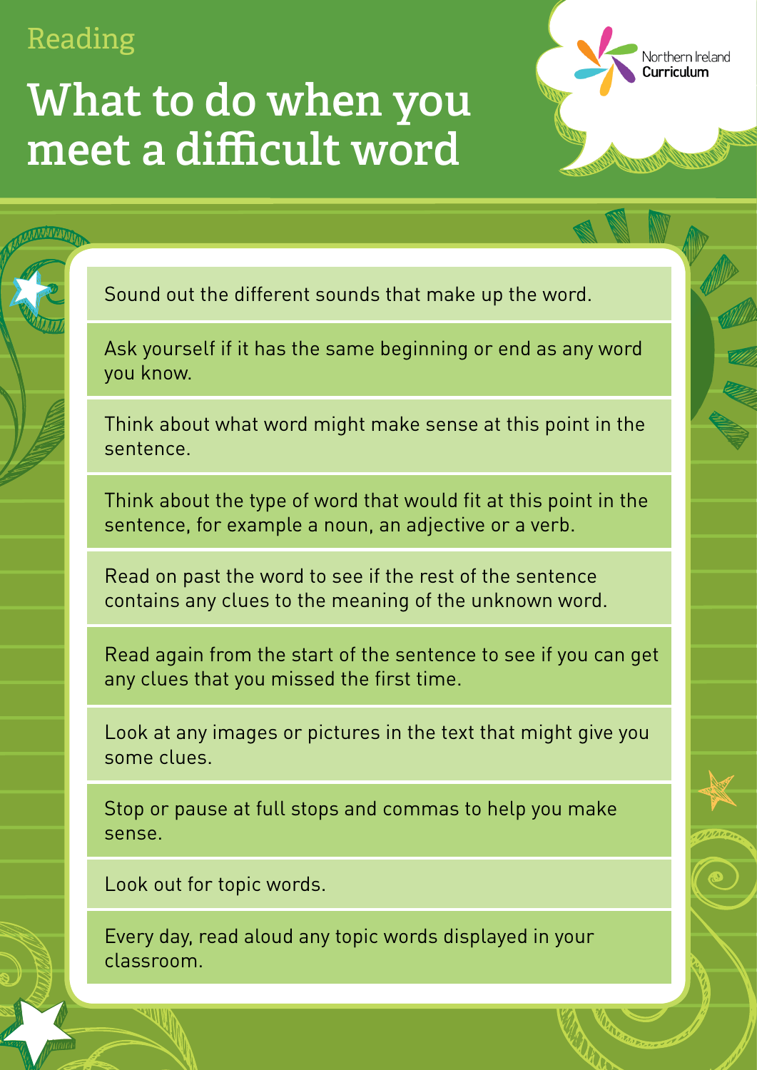Reading

# What to do when you meet a difficult word

Northern Ireland Curriculum

- Sound out the different sounds that make up the word.
- Ask yourself if it has the same beginning or end as any word you know.
- Think about what word might make sense at this point in the sentence.
- Think about the type of word that would fit at this point in the sentence, for example a noun, an adjective or a verb.
- Read on past the word to see if the rest of the sentence contains any clues to the meaning of the unknown word.
- Read again from the start of the sentence to see if you can get any clues that you missed the first time.
- Look at any images or pictures in the text that might give you some clues.
- Stop or pause at full stops and commas to help you make sense.
- Look out for topic words.
- Every day, read aloud any topic words displayed in your classroom.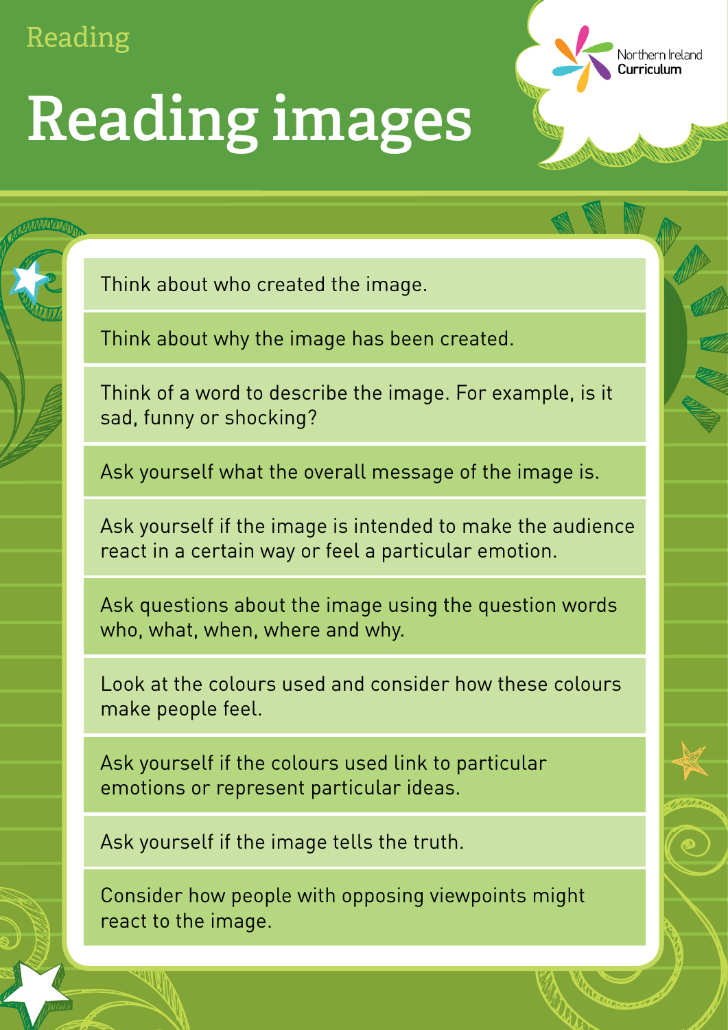Reading

# Reading images

Northern Ireland Curriculum

- Think about who created the image.
- Think about why the image has been created.
- Think of a word to describe the image. For example, is it sad, funny or shocking?
- Ask yourself what the overall message of the image is.
- Ask yourself if the image is intended to make the audience react in a certain way or feel a particular emotion.
- Ask questions about the image using the question words who, what, when, where and why.
- Look at the colours used and consider how these colours make people feel.
- Ask yourself if the colours used link to particular emotions or represent particular ideas.
- Ask yourself if the image tells the truth.
- Consider how people with opposing viewpoints might react to the image.